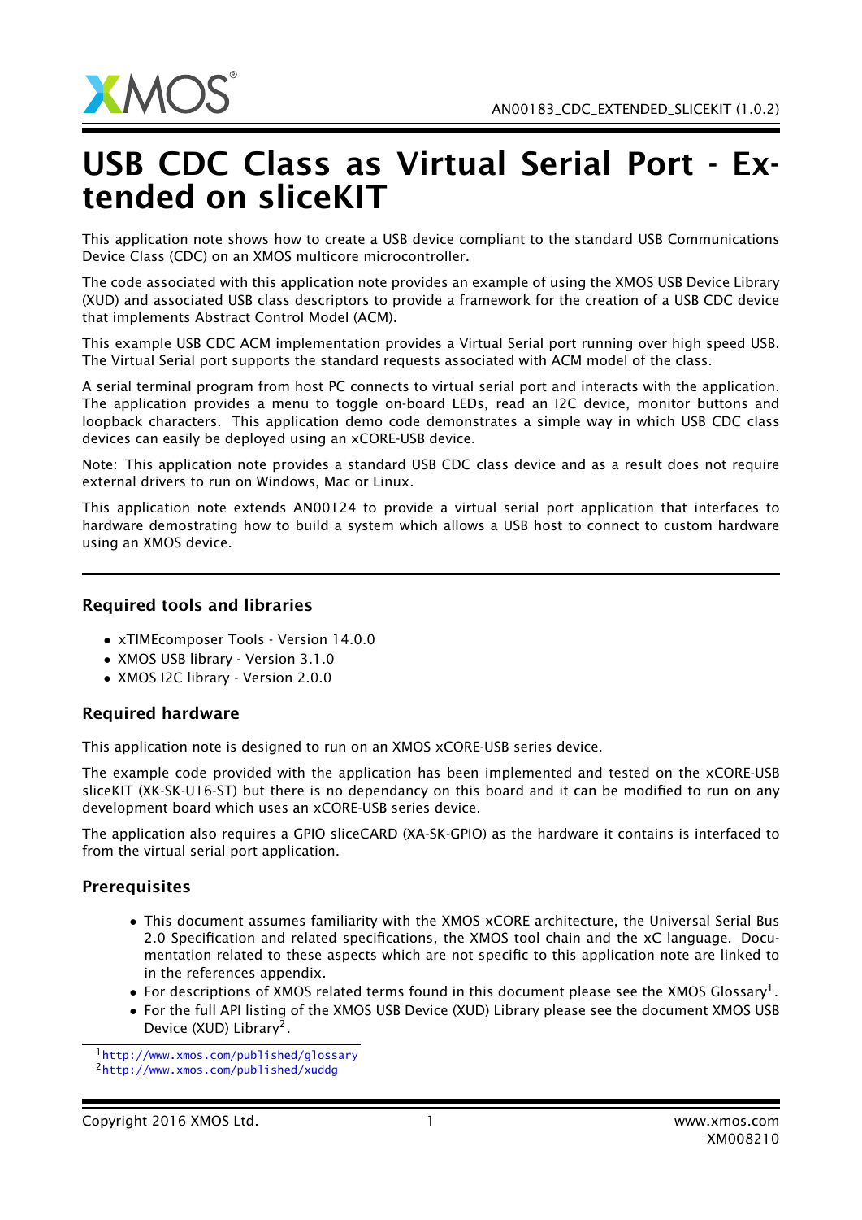# USB CDC Class as Virtual Serial Port - Extended on sliceKIT

This application note shows how to create a USB device compliant to the standard USB Communications Device Class (CDC) on an XMOS multicore microcontroller.

The code associated with this application note provides an example of using the XMOS USB Device Library (XUD) and associated USB class descriptors to provide a framework for the creation of a USB CDC device that implements Abstract Control Model (ACM).

This example USB CDC ACM implementation provides a Virtual Serial port running over high speed USB. The Virtual Serial port supports the standard requests associated with ACM model of the class.

A serial terminal program from host PC connects to virtual serial port and interacts with the application. The application provides a menu to toggle on-board LEDs, read an I2C device, monitor buttons and loopback characters. This application demo code demonstrates a simple way in which USB CDC class devices can easily be deployed using an xCORE-USB device.

Note: This application note provides a standard USB CDC class device and as a result does not require external drivers to run on Windows, Mac or Linux.

This application note extends AN00124 to provide a virtual serial port application that interfaces to hardware demostrating how to build a system which allows a USB host to connect to custom hardware using an XMOS device.

## Required tools and libraries

- xTIMEcomposer Tools - Version 14.0.0
- XMOS USB library - Version 3.1.0
- XMOS I2C library - Version 2.0.0

## Required hardware

This application note is designed to run on an XMOS xCORE-USB series device.

The example code provided with the application has been implemented and tested on the xCORE-USB sliceKIT (XK-SK-U16-ST) but there is no dependancy on this board and it can be modified to run on any development board which uses an xCORE-USB series device.

The application also requires a GPIO sliceCARD (XA-SK-GPIO) as the hardware it contains is interfaced to from the virtual serial port application.

## Prerequisites

- This document assumes familiarity with the XMOS xCORE architecture, the Universal Serial Bus 2.0 Specification and related specifications, the XMOS tool chain and the xC language. Documentation related to these aspects which are not specific to this application note are linked to in the references appendix.
- For descriptions of XMOS related terms found in this document please see the XMOS Glossary[1].
- For the full API listing of the XMOS USB Device (XUD) Library please see the document XMOS USB Device (XUD) Library[2].

[1] http://www.xmos.com/published/glossary
[2] http://www.xmos.com/published/xuddg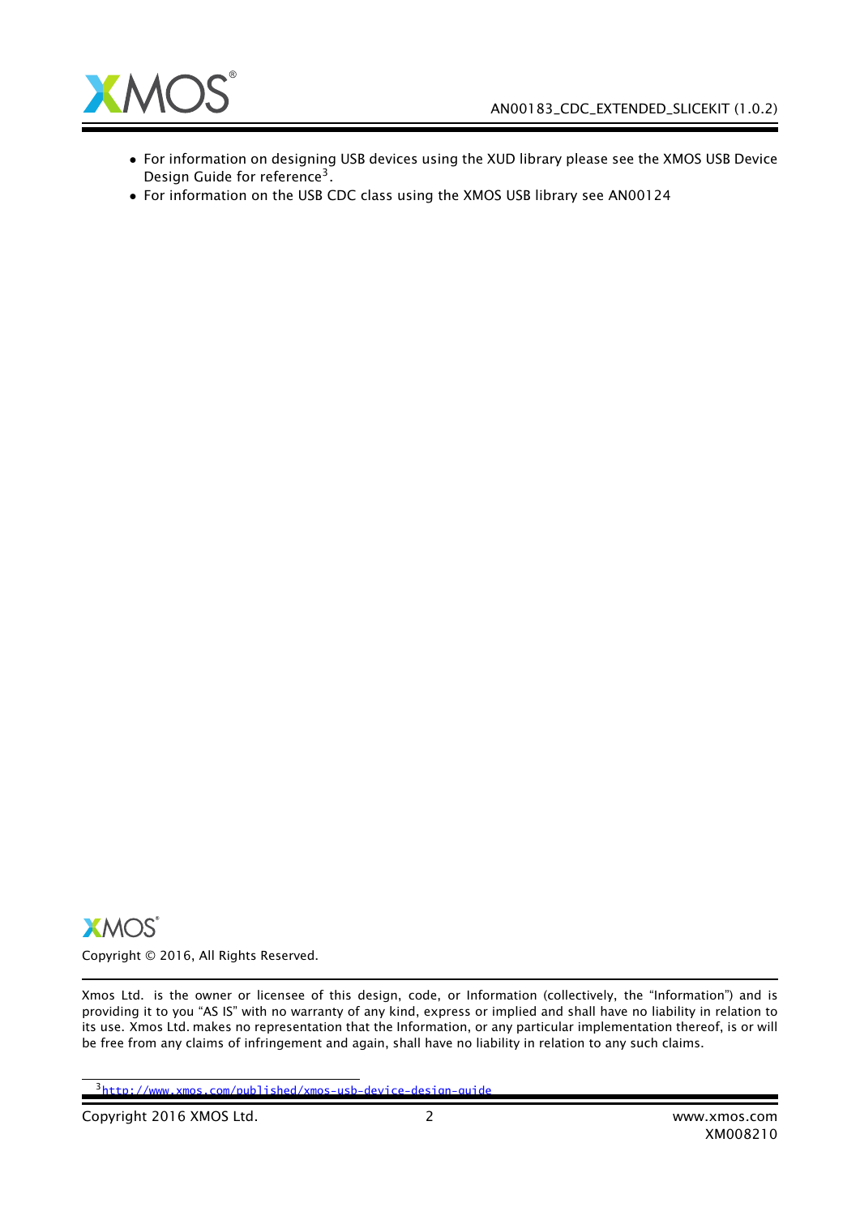- For information on designing USB devices using the XUD library please see the XMOS USB Device Design Guide for reference[3].
- For information on the USB CDC class using the XMOS USB library see AN00124

Copyright © 2016, All Rights Reserved.

Xmos Ltd. is the owner or licensee of this design, code, or Information (collectively, the "Information") and is providing it to you "AS IS" with no warranty of any kind, express or implied and shall have no liability in relation to its use. Xmos Ltd. makes no representation that the Information, or any particular implementation thereof, is or will be free from any claims of infringement and again, shall have no liability in relation to any such claims.

[3] http://www.xmos.com/published/xmos-usb-device-design-guide